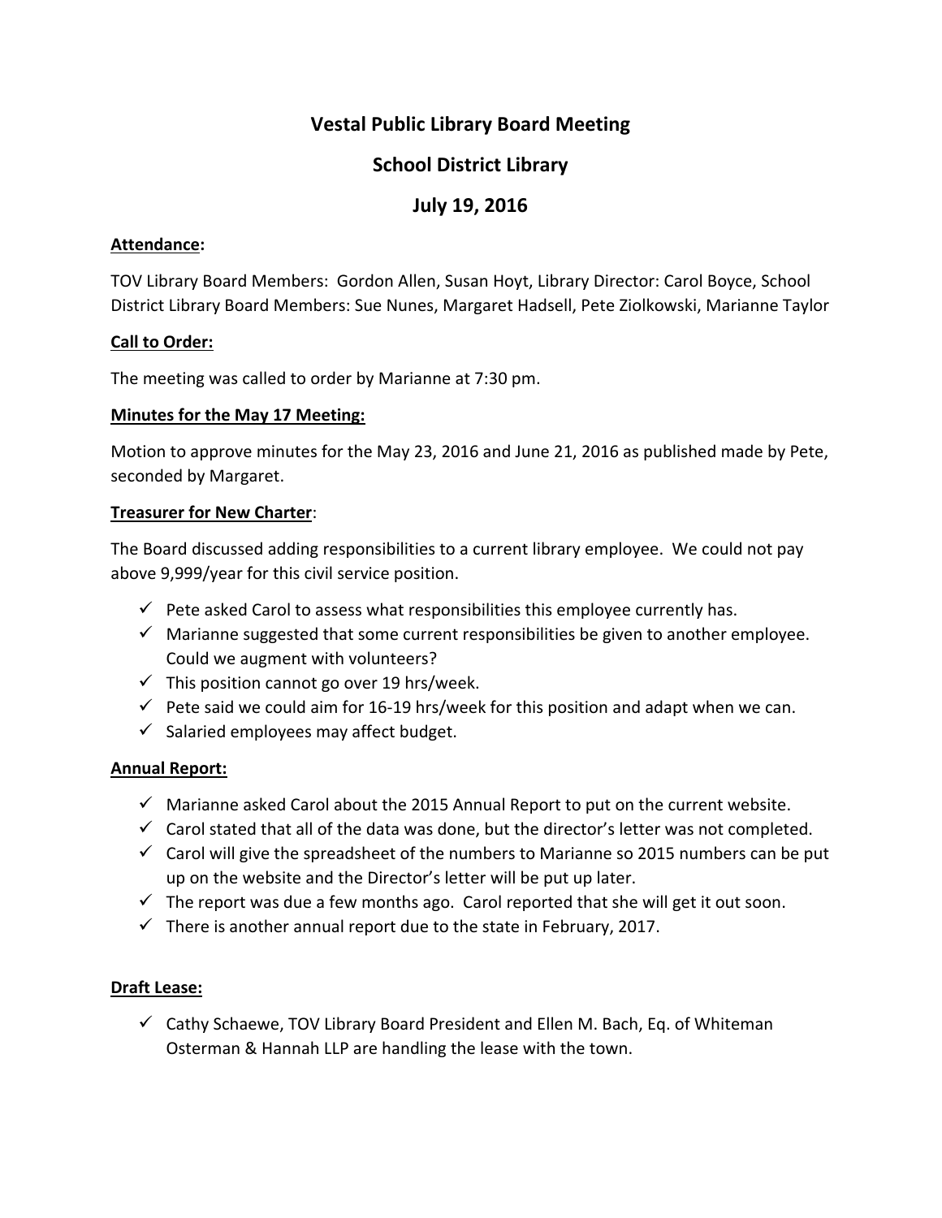# Vestal Public Library Board Meeting

## School District Library

## July 19, 2016

**Attendance:**

TOV Library Board Members: Gordon Allen, Susan Hoyt, Library Director: Carol Boyce, School District Library Board Members: Sue Nunes, Margaret Hadsell, Pete Ziolkowski, Marianne Taylor

**Call to Order:**

The meeting was called to order by Marianne at 7:30 pm.

**Minutes for the May 17 Meeting:**

Motion to approve minutes for the May 23, 2016 and June 21, 2016 as published made by Pete, seconded by Margaret.

**Treasurer for New Charter**:

The Board discussed adding responsibilities to a current library employee. We could not pay above 9,999/year for this civil service position.

- ✓ Pete asked Carol to assess what responsibilities this employee currently has.
- ✓ Marianne suggested that some current responsibilities be given to another employee. Could we augment with volunteers?
- ✓ This position cannot go over 19 hrs/week.
- ✓ Pete said we could aim for 16-19 hrs/week for this position and adapt when we can.
- ✓ Salaried employees may affect budget.

**Annual Report:**

- ✓ Marianne asked Carol about the 2015 Annual Report to put on the current website.
- ✓ Carol stated that all of the data was done, but the director's letter was not completed.
- ✓ Carol will give the spreadsheet of the numbers to Marianne so 2015 numbers can be put up on the website and the Director's letter will be put up later.
- ✓ The report was due a few months ago. Carol reported that she will get it out soon.
- ✓ There is another annual report due to the state in February, 2017.

**Draft Lease:**

- ✓ Cathy Schaewe, TOV Library Board President and Ellen M. Bach, Eq. of Whiteman Osterman & Hannah LLP are handling the lease with the town.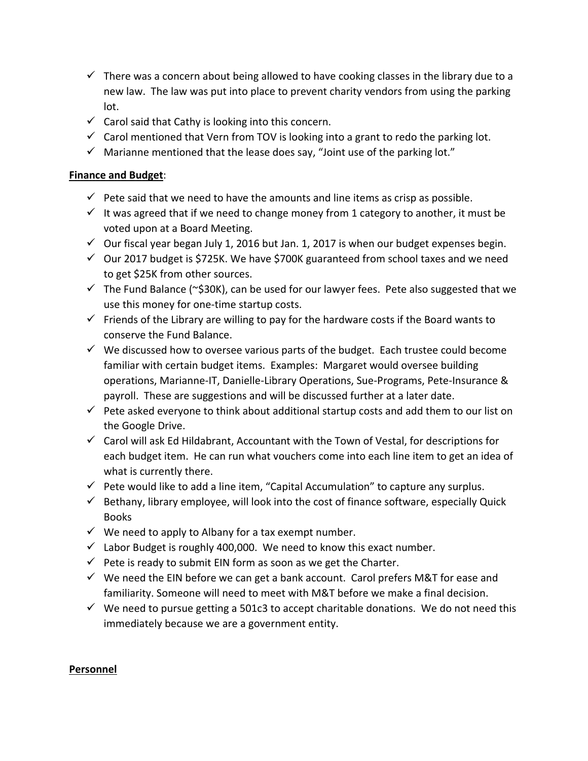- ✓ There was a concern about being allowed to have cooking classes in the library due to a new law. The law was put into place to prevent charity vendors from using the parking lot.
- ✓ Carol said that Cathy is looking into this concern.
- ✓ Carol mentioned that Vern from TOV is looking into a grant to redo the parking lot.
- ✓ Marianne mentioned that the lease does say, "Joint use of the parking lot."

**<u>Finance and Budget</u>**:

- ✓ Pete said that we need to have the amounts and line items as crisp as possible.
- ✓ It was agreed that if we need to change money from 1 category to another, it must be voted upon at a Board Meeting.
- ✓ Our fiscal year began July 1, 2016 but Jan. 1, 2017 is when our budget expenses begin.
- ✓ Our 2017 budget is $725K. We have $700K guaranteed from school taxes and we need to get $25K from other sources.
- ✓ The Fund Balance (~$30K), can be used for our lawyer fees. Pete also suggested that we use this money for one-time startup costs.
- ✓ Friends of the Library are willing to pay for the hardware costs if the Board wants to conserve the Fund Balance.
- ✓ We discussed how to oversee various parts of the budget. Each trustee could become familiar with certain budget items. Examples: Margaret would oversee building operations, Marianne-IT, Danielle-Library Operations, Sue-Programs, Pete-Insurance & payroll. These are suggestions and will be discussed further at a later date.
- ✓ Pete asked everyone to think about additional startup costs and add them to our list on the Google Drive.
- ✓ Carol will ask Ed Hildabrant, Accountant with the Town of Vestal, for descriptions for each budget item. He can run what vouchers come into each line item to get an idea of what is currently there.
- ✓ Pete would like to add a line item, "Capital Accumulation" to capture any surplus.
- ✓ Bethany, library employee, will look into the cost of finance software, especially Quick Books
- ✓ We need to apply to Albany for a tax exempt number.
- ✓ Labor Budget is roughly 400,000. We need to know this exact number.
- ✓ Pete is ready to submit EIN form as soon as we get the Charter.
- ✓ We need the EIN before we can get a bank account. Carol prefers M&T for ease and familiarity. Someone will need to meet with M&T before we make a final decision.
- ✓ We need to pursue getting a 501c3 to accept charitable donations. We do not need this immediately because we are a government entity.

**<u>Personnel</u>**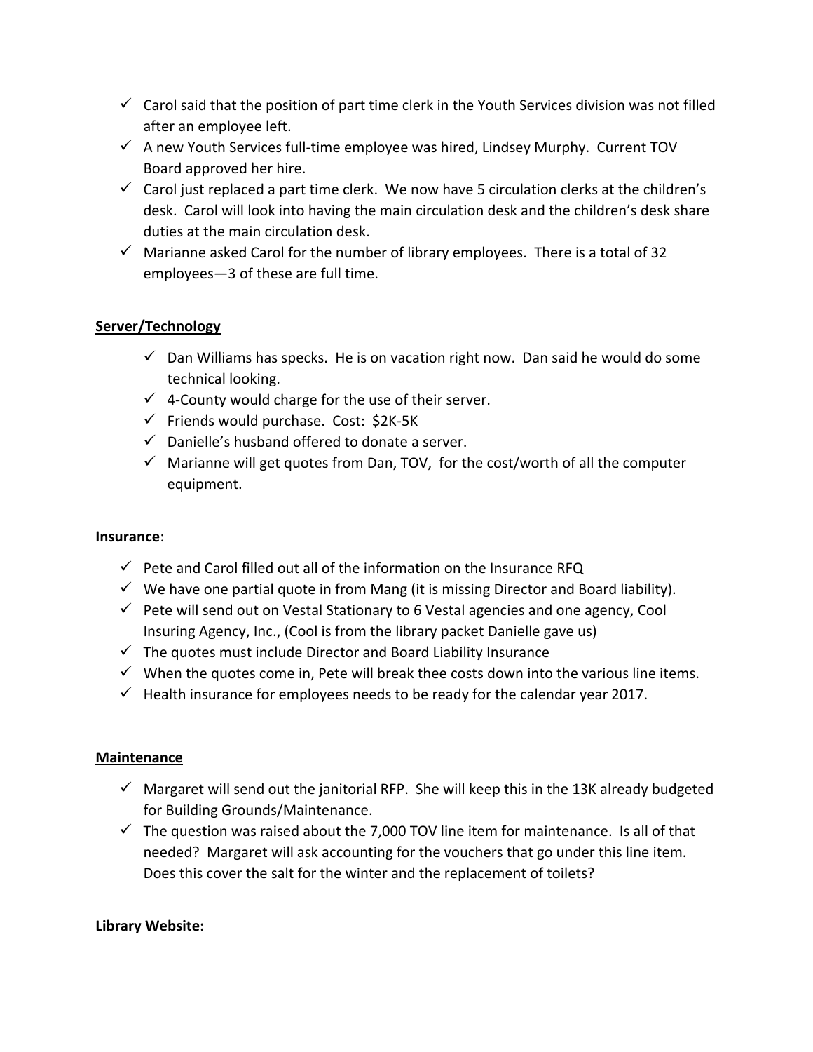- ✓ Carol said that the position of part time clerk in the Youth Services division was not filled after an employee left.
- ✓ A new Youth Services full-time employee was hired, Lindsey Murphy. Current TOV Board approved her hire.
- ✓ Carol just replaced a part time clerk. We now have 5 circulation clerks at the children's desk. Carol will look into having the main circulation desk and the children's desk share duties at the main circulation desk.
- ✓ Marianne asked Carol for the number of library employees. There is a total of 32 employees—3 of these are full time.

**Server/Technology**

- ✓ Dan Williams has specks. He is on vacation right now. Dan said he would do some technical looking.
- ✓ 4-County would charge for the use of their server.
- ✓ Friends would purchase. Cost: $2K-5K
- ✓ Danielle's husband offered to donate a server.
- ✓ Marianne will get quotes from Dan, TOV, for the cost/worth of all the computer equipment.

**Insurance**:

- ✓ Pete and Carol filled out all of the information on the Insurance RFQ
- ✓ We have one partial quote in from Mang (it is missing Director and Board liability).
- ✓ Pete will send out on Vestal Stationary to 6 Vestal agencies and one agency, Cool Insuring Agency, Inc., (Cool is from the library packet Danielle gave us)
- ✓ The quotes must include Director and Board Liability Insurance
- ✓ When the quotes come in, Pete will break thee costs down into the various line items.
- ✓ Health insurance for employees needs to be ready for the calendar year 2017.

**Maintenance**

- ✓ Margaret will send out the janitorial RFP. She will keep this in the 13K already budgeted for Building Grounds/Maintenance.
- ✓ The question was raised about the 7,000 TOV line item for maintenance. Is all of that needed? Margaret will ask accounting for the vouchers that go under this line item. Does this cover the salt for the winter and the replacement of toilets?

**Library Website:**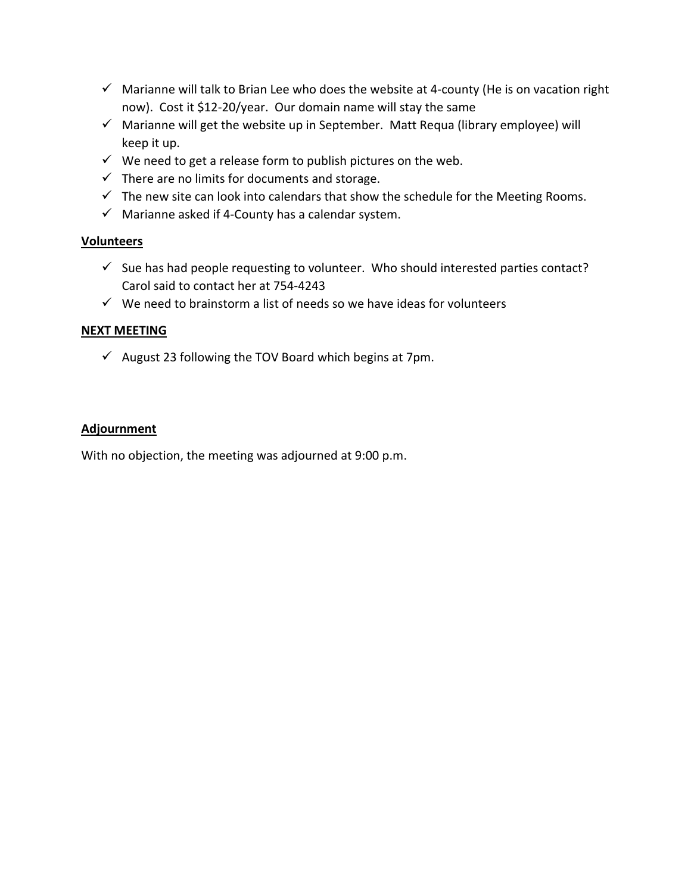- ✓ Marianne will talk to Brian Lee who does the website at 4-county (He is on vacation right now). Cost it $12-20/year. Our domain name will stay the same
- ✓ Marianne will get the website up in September. Matt Requa (library employee) will keep it up.
- ✓ We need to get a release form to publish pictures on the web.
- ✓ There are no limits for documents and storage.
- ✓ The new site can look into calendars that show the schedule for the Meeting Rooms.
- ✓ Marianne asked if 4-County has a calendar system.

**Volunteers**

- ✓ Sue has had people requesting to volunteer. Who should interested parties contact? Carol said to contact her at 754-4243
- ✓ We need to brainstorm a list of needs so we have ideas for volunteers

**NEXT MEETING**

- ✓ August 23 following the TOV Board which begins at 7pm.

**Adjournment**

With no objection, the meeting was adjourned at 9:00 p.m.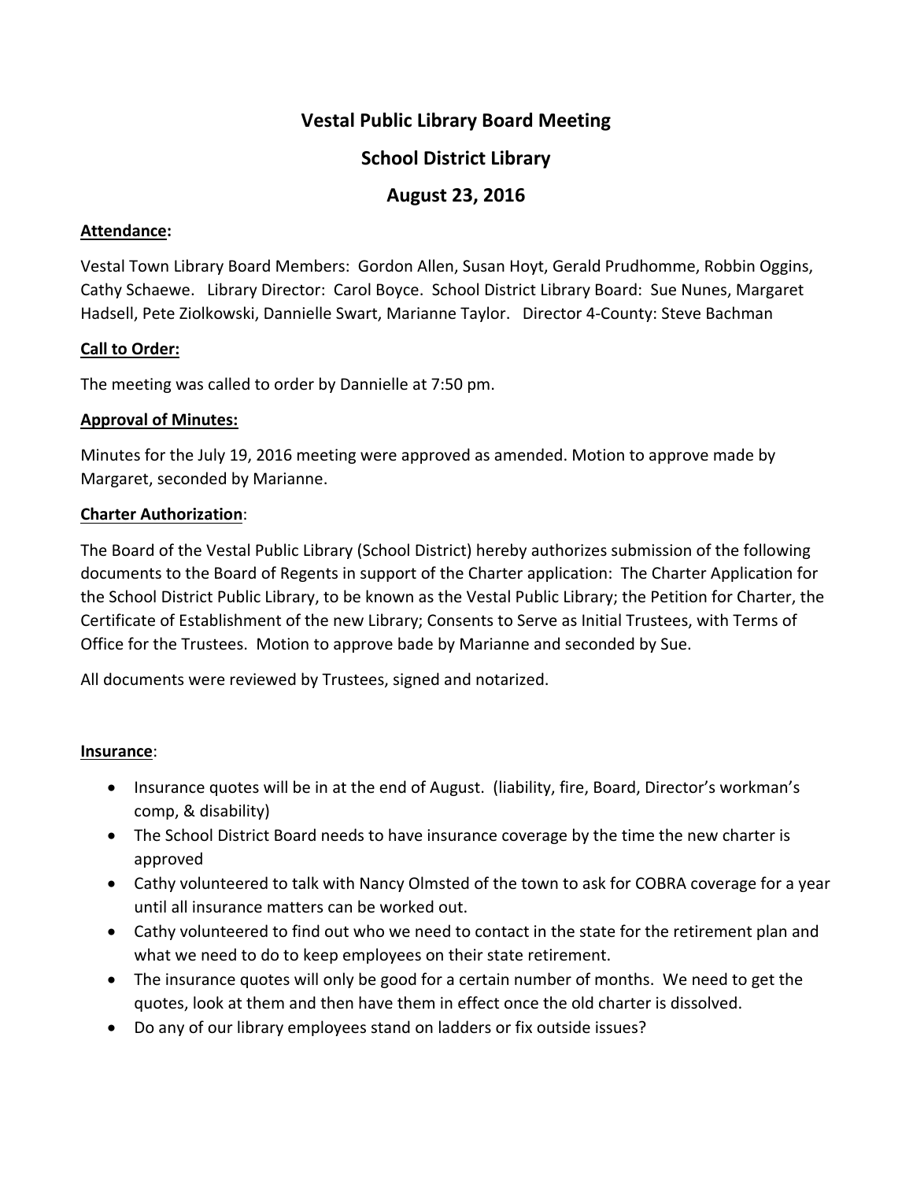# Vestal Public Library Board Meeting

## School District Library

## August 23, 2016

**Attendance:**

Vestal Town Library Board Members: Gordon Allen, Susan Hoyt, Gerald Prudhomme, Robbin Oggins, Cathy Schaewe. Library Director: Carol Boyce. School District Library Board: Sue Nunes, Margaret Hadsell, Pete Ziolkowski, Dannielle Swart, Marianne Taylor. Director 4-County: Steve Bachman

**Call to Order:**

The meeting was called to order by Dannielle at 7:50 pm.

**Approval of Minutes:**

Minutes for the July 19, 2016 meeting were approved as amended. Motion to approve made by Margaret, seconded by Marianne.

**Charter Authorization**:

The Board of the Vestal Public Library (School District) hereby authorizes submission of the following documents to the Board of Regents in support of the Charter application: The Charter Application for the School District Public Library, to be known as the Vestal Public Library; the Petition for Charter, the Certificate of Establishment of the new Library; Consents to Serve as Initial Trustees, with Terms of Office for the Trustees. Motion to approve bade by Marianne and seconded by Sue.

All documents were reviewed by Trustees, signed and notarized.

**Insurance**:

- Insurance quotes will be in at the end of August. (liability, fire, Board, Director's workman's comp, & disability)
- The School District Board needs to have insurance coverage by the time the new charter is approved
- Cathy volunteered to talk with Nancy Olmsted of the town to ask for COBRA coverage for a year until all insurance matters can be worked out.
- Cathy volunteered to find out who we need to contact in the state for the retirement plan and what we need to do to keep employees on their state retirement.
- The insurance quotes will only be good for a certain number of months. We need to get the quotes, look at them and then have them in effect once the old charter is dissolved.
- Do any of our library employees stand on ladders or fix outside issues?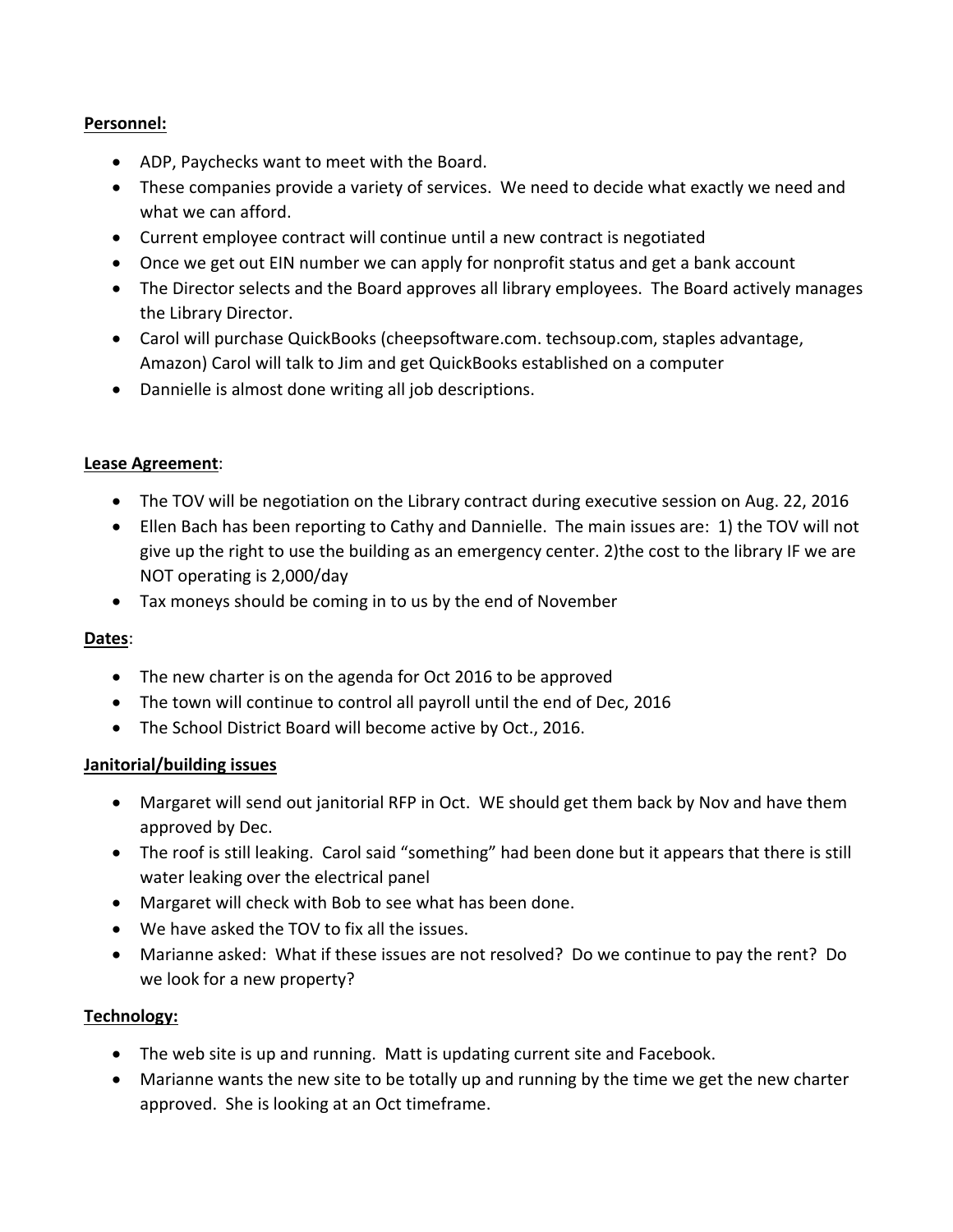**Personnel:**

- ADP, Paychecks want to meet with the Board.
- These companies provide a variety of services. We need to decide what exactly we need and what we can afford.
- Current employee contract will continue until a new contract is negotiated
- Once we get out EIN number we can apply for nonprofit status and get a bank account
- The Director selects and the Board approves all library employees. The Board actively manages the Library Director.
- Carol will purchase QuickBooks (cheepsoftware.com. techsoup.com, staples advantage, Amazon) Carol will talk to Jim and get QuickBooks established on a computer
- Dannielle is almost done writing all job descriptions.

**Lease Agreement**:

- The TOV will be negotiation on the Library contract during executive session on Aug. 22, 2016
- Ellen Bach has been reporting to Cathy and Dannielle. The main issues are: 1) the TOV will not give up the right to use the building as an emergency center. 2)the cost to the library IF we are NOT operating is 2,000/day
- Tax moneys should be coming in to us by the end of November

**Dates**:

- The new charter is on the agenda for Oct 2016 to be approved
- The town will continue to control all payroll until the end of Dec, 2016
- The School District Board will become active by Oct., 2016.

**Janitorial/building issues**

- Margaret will send out janitorial RFP in Oct. WE should get them back by Nov and have them approved by Dec.
- The roof is still leaking. Carol said "something" had been done but it appears that there is still water leaking over the electrical panel
- Margaret will check with Bob to see what has been done.
- We have asked the TOV to fix all the issues.
- Marianne asked: What if these issues are not resolved? Do we continue to pay the rent? Do we look for a new property?

**Technology:**

- The web site is up and running. Matt is updating current site and Facebook.
- Marianne wants the new site to be totally up and running by the time we get the new charter approved. She is looking at an Oct timeframe.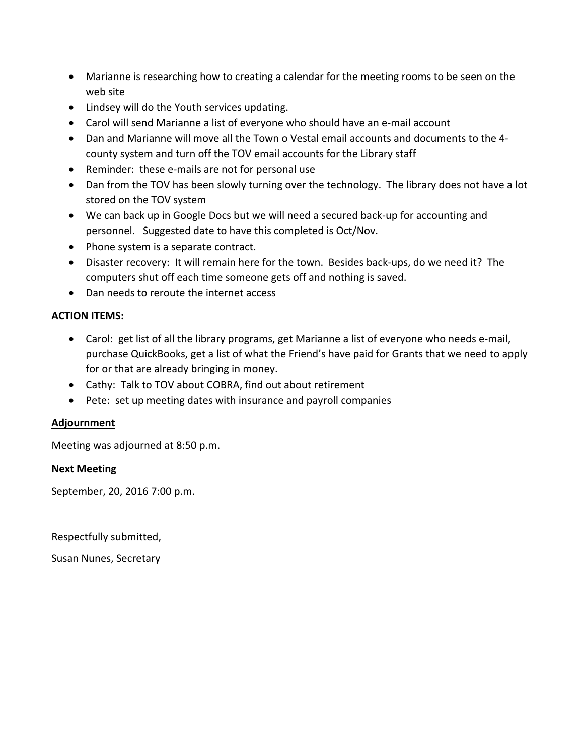- Marianne is researching how to creating a calendar for the meeting rooms to be seen on the web site
- Lindsey will do the Youth services updating.
- Carol will send Marianne a list of everyone who should have an e-mail account
- Dan and Marianne will move all the Town o Vestal email accounts and documents to the 4-county system and turn off the TOV email accounts for the Library staff
- Reminder: these e-mails are not for personal use
- Dan from the TOV has been slowly turning over the technology. The library does not have a lot stored on the TOV system
- We can back up in Google Docs but we will need a secured back-up for accounting and personnel. Suggested date to have this completed is Oct/Nov.
- Phone system is a separate contract.
- Disaster recovery: It will remain here for the town. Besides back-ups, do we need it? The computers shut off each time someone gets off and nothing is saved.
- Dan needs to reroute the internet access

**ACTION ITEMS:**

- Carol: get list of all the library programs, get Marianne a list of everyone who needs e-mail, purchase QuickBooks, get a list of what the Friend's have paid for Grants that we need to apply for or that are already bringing in money.
- Cathy: Talk to TOV about COBRA, find out about retirement
- Pete: set up meeting dates with insurance and payroll companies

**Adjournment**

Meeting was adjourned at 8:50 p.m.

**Next Meeting**

September, 20, 2016 7:00 p.m.

Respectfully submitted,

Susan Nunes, Secretary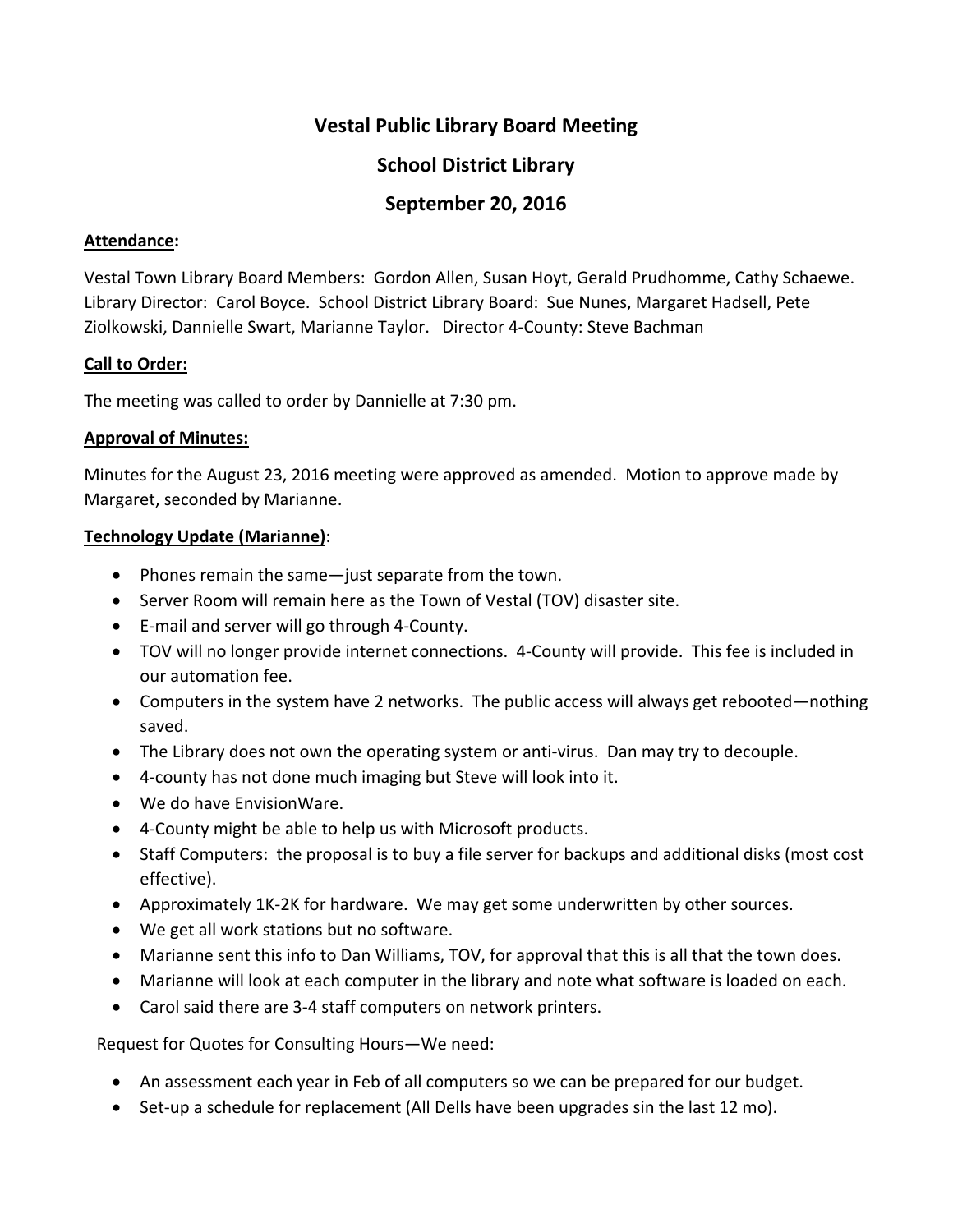# Vestal Public Library Board Meeting

## School District Library

## September 20, 2016

**Attendance:**

Vestal Town Library Board Members: Gordon Allen, Susan Hoyt, Gerald Prudhomme, Cathy Schaewe. Library Director: Carol Boyce. School District Library Board: Sue Nunes, Margaret Hadsell, Pete Ziolkowski, Dannielle Swart, Marianne Taylor. Director 4-County: Steve Bachman

**Call to Order:**

The meeting was called to order by Dannielle at 7:30 pm.

**Approval of Minutes:**

Minutes for the August 23, 2016 meeting were approved as amended. Motion to approve made by Margaret, seconded by Marianne.

**Technology Update (Marianne)**:

- Phones remain the same—just separate from the town.
- Server Room will remain here as the Town of Vestal (TOV) disaster site.
- E-mail and server will go through 4-County.
- TOV will no longer provide internet connections. 4-County will provide. This fee is included in our automation fee.
- Computers in the system have 2 networks. The public access will always get rebooted—nothing saved.
- The Library does not own the operating system or anti-virus. Dan may try to decouple.
- 4-county has not done much imaging but Steve will look into it.
- We do have EnvisionWare.
- 4-County might be able to help us with Microsoft products.
- Staff Computers: the proposal is to buy a file server for backups and additional disks (most cost effective).
- Approximately 1K-2K for hardware. We may get some underwritten by other sources.
- We get all work stations but no software.
- Marianne sent this info to Dan Williams, TOV, for approval that this is all that the town does.
- Marianne will look at each computer in the library and note what software is loaded on each.
- Carol said there are 3-4 staff computers on network printers.

Request for Quotes for Consulting Hours—We need:

- An assessment each year in Feb of all computers so we can be prepared for our budget.
- Set-up a schedule for replacement (All Dells have been upgrades sin the last 12 mo).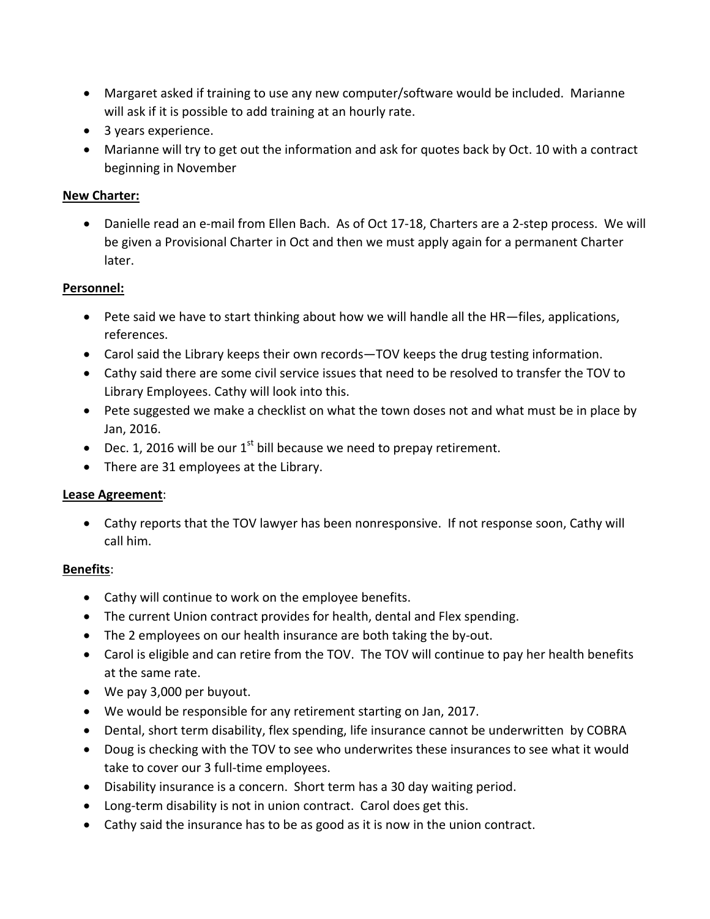- Margaret asked if training to use any new computer/software would be included. Marianne will ask if it is possible to add training at an hourly rate.
- 3 years experience.
- Marianne will try to get out the information and ask for quotes back by Oct. 10 with a contract beginning in November

**New Charter:**

- Danielle read an e-mail from Ellen Bach. As of Oct 17-18, Charters are a 2-step process. We will be given a Provisional Charter in Oct and then we must apply again for a permanent Charter later.

**Personnel:**

- Pete said we have to start thinking about how we will handle all the HR—files, applications, references.
- Carol said the Library keeps their own records—TOV keeps the drug testing information.
- Cathy said there are some civil service issues that need to be resolved to transfer the TOV to Library Employees. Cathy will look into this.
- Pete suggested we make a checklist on what the town doses not and what must be in place by Jan, 2016.
- Dec. 1, 2016 will be our 1st bill because we need to prepay retirement.
- There are 31 employees at the Library.

**Lease Agreement**:

- Cathy reports that the TOV lawyer has been nonresponsive. If not response soon, Cathy will call him.

**Benefits**:

- Cathy will continue to work on the employee benefits.
- The current Union contract provides for health, dental and Flex spending.
- The 2 employees on our health insurance are both taking the by-out.
- Carol is eligible and can retire from the TOV. The TOV will continue to pay her health benefits at the same rate.
- We pay 3,000 per buyout.
- We would be responsible for any retirement starting on Jan, 2017.
- Dental, short term disability, flex spending, life insurance cannot be underwritten by COBRA
- Doug is checking with the TOV to see who underwrites these insurances to see what it would take to cover our 3 full-time employees.
- Disability insurance is a concern. Short term has a 30 day waiting period.
- Long-term disability is not in union contract. Carol does get this.
- Cathy said the insurance has to be as good as it is now in the union contract.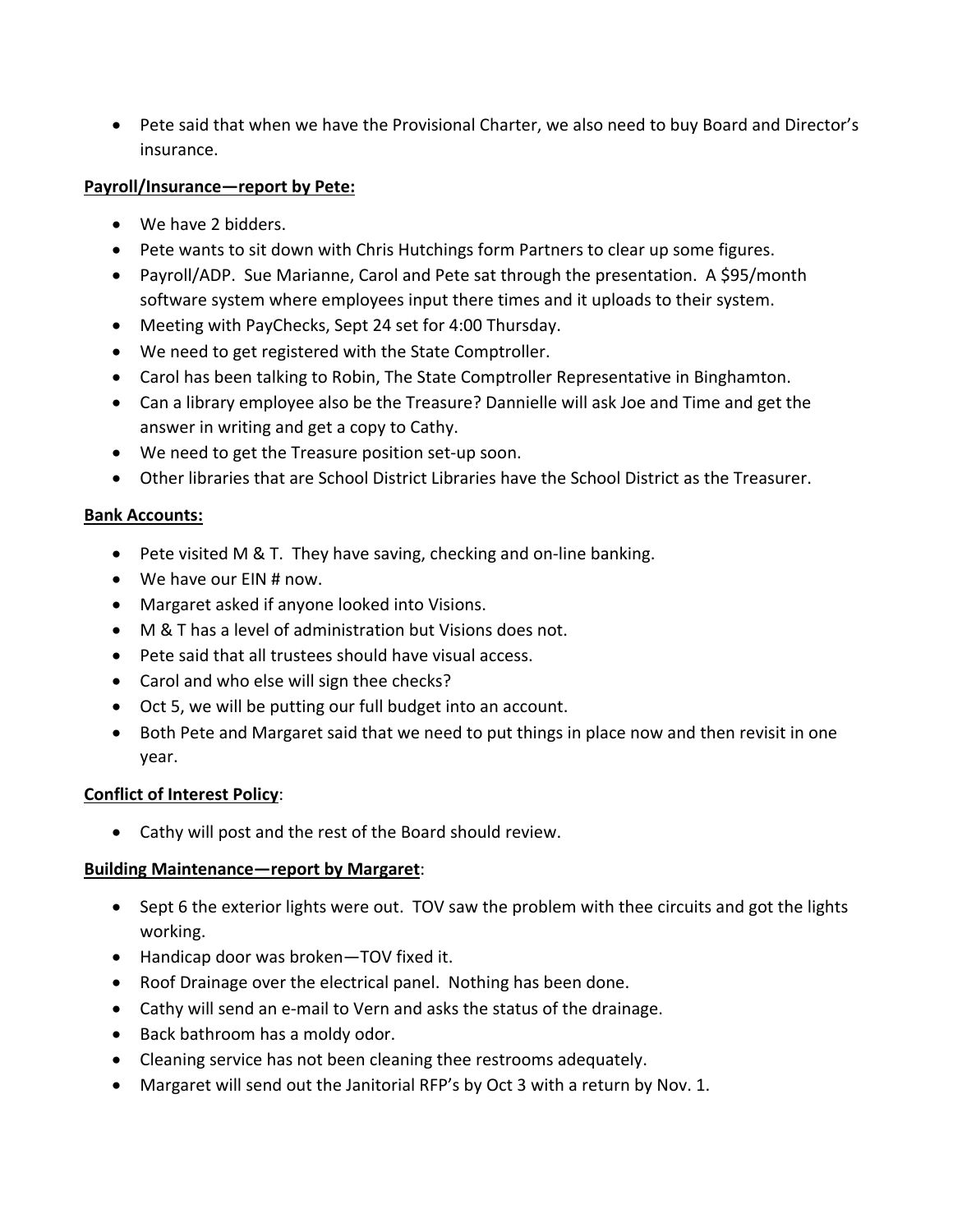- Pete said that when we have the Provisional Charter, we also need to buy Board and Director's insurance.

**Payroll/Insurance—report by Pete:**

- We have 2 bidders.
- Pete wants to sit down with Chris Hutchings form Partners to clear up some figures.
- Payroll/ADP. Sue Marianne, Carol and Pete sat through the presentation. A $95/month software system where employees input there times and it uploads to their system.
- Meeting with PayChecks, Sept 24 set for 4:00 Thursday.
- We need to get registered with the State Comptroller.
- Carol has been talking to Robin, The State Comptroller Representative in Binghamton.
- Can a library employee also be the Treasure? Dannielle will ask Joe and Time and get the answer in writing and get a copy to Cathy.
- We need to get the Treasure position set-up soon.
- Other libraries that are School District Libraries have the School District as the Treasurer.

**Bank Accounts:**

- Pete visited M & T. They have saving, checking and on-line banking.
- We have our EIN # now.
- Margaret asked if anyone looked into Visions.
- M & T has a level of administration but Visions does not.
- Pete said that all trustees should have visual access.
- Carol and who else will sign thee checks?
- Oct 5, we will be putting our full budget into an account.
- Both Pete and Margaret said that we need to put things in place now and then revisit in one year.

**Conflict of Interest Policy**:

- Cathy will post and the rest of the Board should review.

**Building Maintenance—report by Margaret**:

- Sept 6 the exterior lights were out. TOV saw the problem with thee circuits and got the lights working.
- Handicap door was broken—TOV fixed it.
- Roof Drainage over the electrical panel. Nothing has been done.
- Cathy will send an e-mail to Vern and asks the status of the drainage.
- Back bathroom has a moldy odor.
- Cleaning service has not been cleaning thee restrooms adequately.
- Margaret will send out the Janitorial RFP's by Oct 3 with a return by Nov. 1.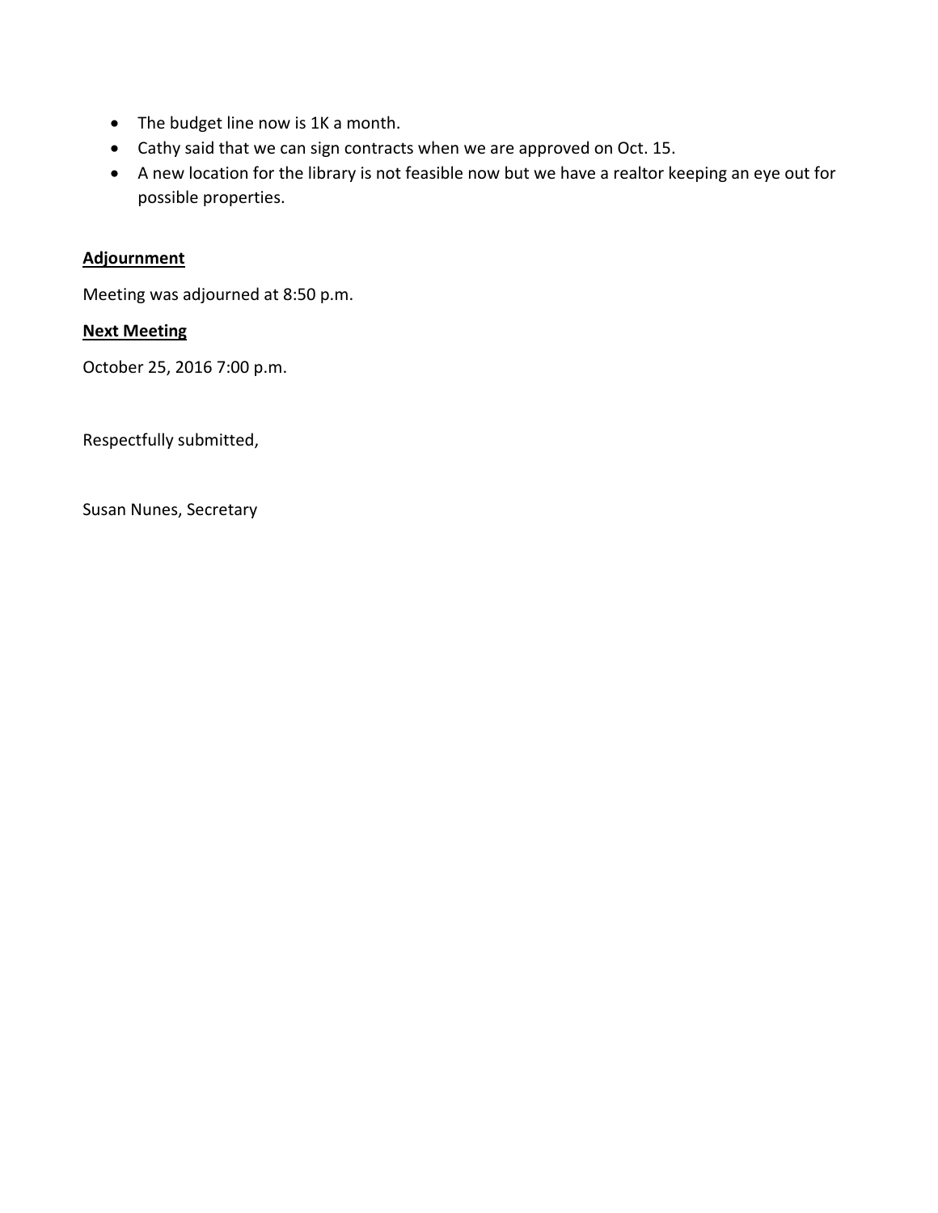- The budget line now is 1K a month.
- Cathy said that we can sign contracts when we are approved on Oct. 15.
- A new location for the library is not feasible now but we have a realtor keeping an eye out for possible properties.

**Adjournment**

Meeting was adjourned at 8:50 p.m.

**Next Meeting**

October 25, 2016 7:00 p.m.

Respectfully submitted,

Susan Nunes, Secretary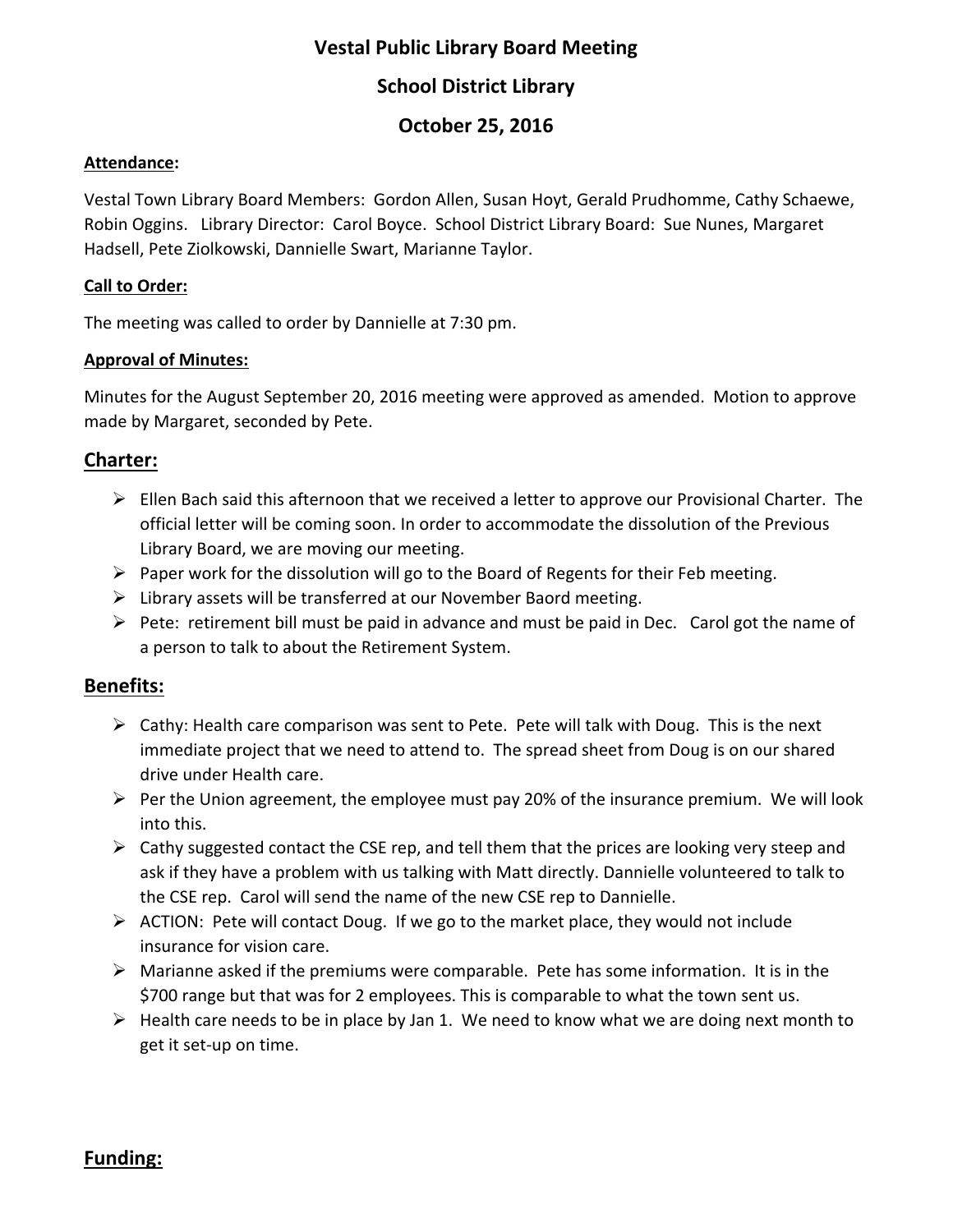# Vestal Public Library Board Meeting

## School District Library

## October 25, 2016

**Attendance:**

Vestal Town Library Board Members: Gordon Allen, Susan Hoyt, Gerald Prudhomme, Cathy Schaewe, Robin Oggins. Library Director: Carol Boyce. School District Library Board: Sue Nunes, Margaret Hadsell, Pete Ziolkowski, Dannielle Swart, Marianne Taylor.

**Call to Order:**

The meeting was called to order by Dannielle at 7:30 pm.

**Approval of Minutes:**

Minutes for the August September 20, 2016 meeting were approved as amended. Motion to approve made by Margaret, seconded by Pete.

## Charter:

- Ellen Bach said this afternoon that we received a letter to approve our Provisional Charter. The official letter will be coming soon. In order to accommodate the dissolution of the Previous Library Board, we are moving our meeting.
- Paper work for the dissolution will go to the Board of Regents for their Feb meeting.
- Library assets will be transferred at our November Baord meeting.
- Pete: retirement bill must be paid in advance and must be paid in Dec. Carol got the name of a person to talk to about the Retirement System.

## Benefits:

- Cathy: Health care comparison was sent to Pete. Pete will talk with Doug. This is the next immediate project that we need to attend to. The spread sheet from Doug is on our shared drive under Health care.
- Per the Union agreement, the employee must pay 20% of the insurance premium. We will look into this.
- Cathy suggested contact the CSE rep, and tell them that the prices are looking very steep and ask if they have a problem with us talking with Matt directly. Dannielle volunteered to talk to the CSE rep. Carol will send the name of the new CSE rep to Dannielle.
- ACTION: Pete will contact Doug. If we go to the market place, they would not include insurance for vision care.
- Marianne asked if the premiums were comparable. Pete has some information. It is in the \$700 range but that was for 2 employees. This is comparable to what the town sent us.
- Health care needs to be in place by Jan 1. We need to know what we are doing next month to get it set-up on time.

## Funding: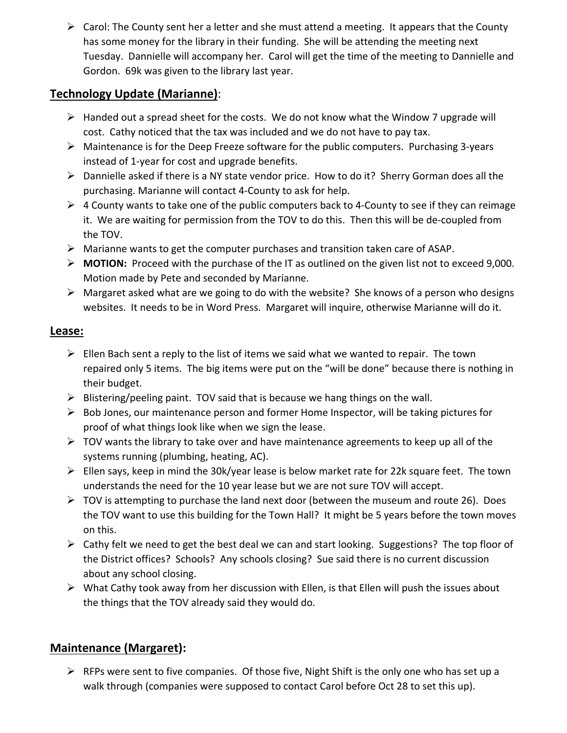- Carol: The County sent her a letter and she must attend a meeting. It appears that the County has some money for the library in their funding. She will be attending the meeting next Tuesday. Dannielle will accompany her. Carol will get the time of the meeting to Dannielle and Gordon. 69k was given to the library last year.

## **Technology Update (Marianne)**:

- Handed out a spread sheet for the costs. We do not know what the Window 7 upgrade will cost. Cathy noticed that the tax was included and we do not have to pay tax.
- Maintenance is for the Deep Freeze software for the public computers. Purchasing 3-years instead of 1-year for cost and upgrade benefits.
- Dannielle asked if there is a NY state vendor price. How to do it? Sherry Gorman does all the purchasing. Marianne will contact 4-County to ask for help.
- 4 County wants to take one of the public computers back to 4-County to see if they can reimage it. We are waiting for permission from the TOV to do this. Then this will be de-coupled from the TOV.
- Marianne wants to get the computer purchases and transition taken care of ASAP.
- **MOTION:** Proceed with the purchase of the IT as outlined on the given list not to exceed 9,000. Motion made by Pete and seconded by Marianne.
- Margaret asked what are we going to do with the website? She knows of a person who designs websites. It needs to be in Word Press. Margaret will inquire, otherwise Marianne will do it.

## **Lease:**

- Ellen Bach sent a reply to the list of items we said what we wanted to repair. The town repaired only 5 items. The big items were put on the "will be done" because there is nothing in their budget.
- Blistering/peeling paint. TOV said that is because we hang things on the wall.
- Bob Jones, our maintenance person and former Home Inspector, will be taking pictures for proof of what things look like when we sign the lease.
- TOV wants the library to take over and have maintenance agreements to keep up all of the systems running (plumbing, heating, AC).
- Ellen says, keep in mind the 30k/year lease is below market rate for 22k square feet. The town understands the need for the 10 year lease but we are not sure TOV will accept.
- TOV is attempting to purchase the land next door (between the museum and route 26). Does the TOV want to use this building for the Town Hall? It might be 5 years before the town moves on this.
- Cathy felt we need to get the best deal we can and start looking. Suggestions? The top floor of the District offices? Schools? Any schools closing? Sue said there is no current discussion about any school closing.
- What Cathy took away from her discussion with Ellen, is that Ellen will push the issues about the things that the TOV already said they would do.

## **Maintenance (Margaret):**

- RFPs were sent to five companies. Of those five, Night Shift is the only one who has set up a walk through (companies were supposed to contact Carol before Oct 28 to set this up).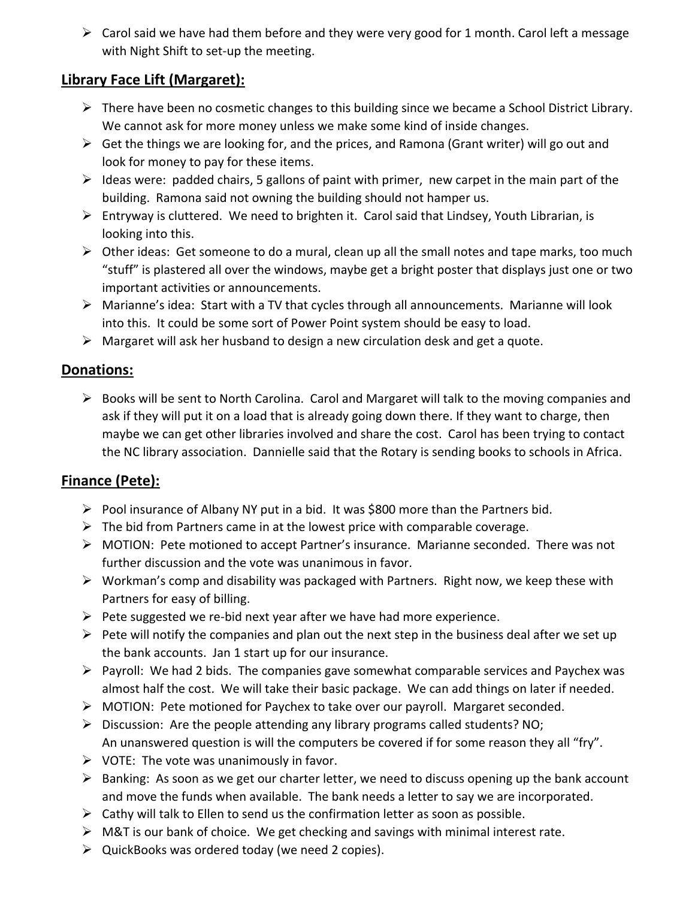- Carol said we have had them before and they were very good for 1 month. Carol left a message with Night Shift to set-up the meeting.

## Library Face Lift (Margaret):

- There have been no cosmetic changes to this building since we became a School District Library. We cannot ask for more money unless we make some kind of inside changes.
- Get the things we are looking for, and the prices, and Ramona (Grant writer) will go out and look for money to pay for these items.
- Ideas were: padded chairs, 5 gallons of paint with primer, new carpet in the main part of the building. Ramona said not owning the building should not hamper us.
- Entryway is cluttered. We need to brighten it. Carol said that Lindsey, Youth Librarian, is looking into this.
- Other ideas: Get someone to do a mural, clean up all the small notes and tape marks, too much "stuff" is plastered all over the windows, maybe get a bright poster that displays just one or two important activities or announcements.
- Marianne's idea: Start with a TV that cycles through all announcements. Marianne will look into this. It could be some sort of Power Point system should be easy to load.
- Margaret will ask her husband to design a new circulation desk and get a quote.

## Donations:

- Books will be sent to North Carolina. Carol and Margaret will talk to the moving companies and ask if they will put it on a load that is already going down there. If they want to charge, then maybe we can get other libraries involved and share the cost. Carol has been trying to contact the NC library association. Dannielle said that the Rotary is sending books to schools in Africa.

## Finance (Pete):

- Pool insurance of Albany NY put in a bid. It was $800 more than the Partners bid.
- The bid from Partners came in at the lowest price with comparable coverage.
- MOTION: Pete motioned to accept Partner's insurance. Marianne seconded. There was not further discussion and the vote was unanimous in favor.
- Workman's comp and disability was packaged with Partners. Right now, we keep these with Partners for easy of billing.
- Pete suggested we re-bid next year after we have had more experience.
- Pete will notify the companies and plan out the next step in the business deal after we set up the bank accounts. Jan 1 start up for our insurance.
- Payroll: We had 2 bids. The companies gave somewhat comparable services and Paychex was almost half the cost. We will take their basic package. We can add things on later if needed.
- MOTION: Pete motioned for Paychex to take over our payroll. Margaret seconded.
- Discussion: Are the people attending any library programs called students? NO;
  An unanswered question is will the computers be covered if for some reason they all "fry".
- VOTE: The vote was unanimously in favor.
- Banking: As soon as we get our charter letter, we need to discuss opening up the bank account and move the funds when available. The bank needs a letter to say we are incorporated.
- Cathy will talk to Ellen to send us the confirmation letter as soon as possible.
- M&T is our bank of choice. We get checking and savings with minimal interest rate.
- QuickBooks was ordered today (we need 2 copies).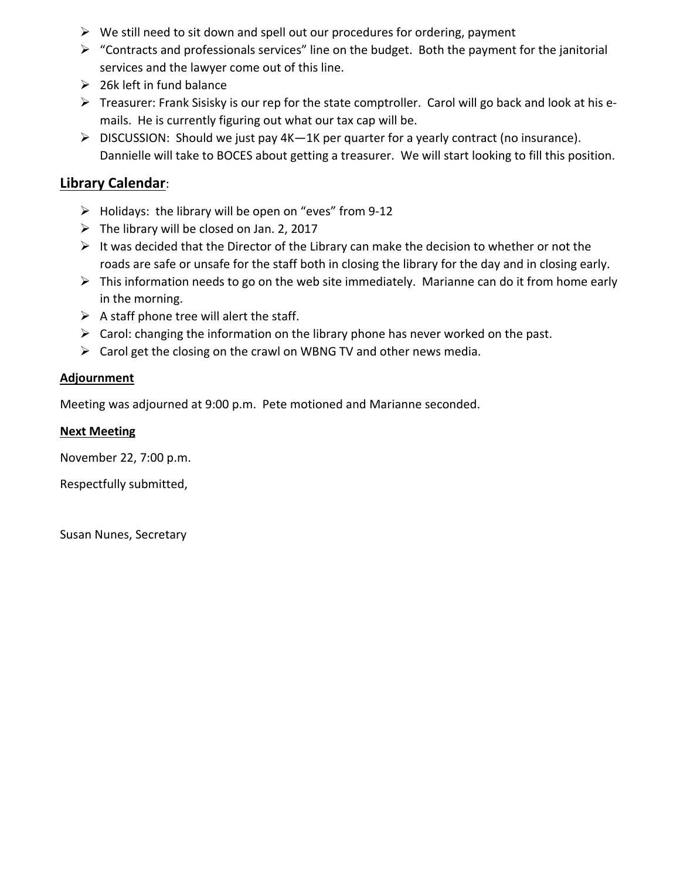- We still need to sit down and spell out our procedures for ordering, payment
- "Contracts and professionals services" line on the budget. Both the payment for the janitorial services and the lawyer come out of this line.
- 26k left in fund balance
- Treasurer: Frank Sisisky is our rep for the state comptroller. Carol will go back and look at his e-mails. He is currently figuring out what our tax cap will be.
- DISCUSSION: Should we just pay 4K—1K per quarter for a yearly contract (no insurance). Dannielle will take to BOCES about getting a treasurer. We will start looking to fill this position.

## **Library Calendar**:

- Holidays: the library will be open on "eves" from 9-12
- The library will be closed on Jan. 2, 2017
- It was decided that the Director of the Library can make the decision to whether or not the roads are safe or unsafe for the staff both in closing the library for the day and in closing early.
- This information needs to go on the web site immediately. Marianne can do it from home early in the morning.
- A staff phone tree will alert the staff.
- Carol: changing the information on the library phone has never worked on the past.
- Carol get the closing on the crawl on WBNG TV and other news media.

**Adjournment**

Meeting was adjourned at 9:00 p.m. Pete motioned and Marianne seconded.

**Next Meeting**

November 22, 7:00 p.m.

Respectfully submitted,

Susan Nunes, Secretary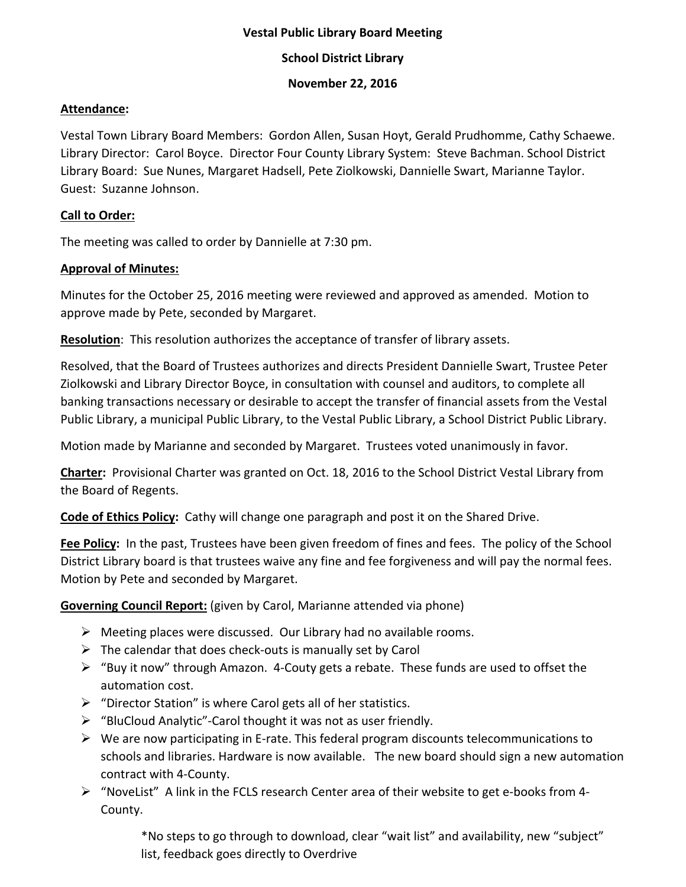**Vestal Public Library Board Meeting**

**School District Library**

**November 22, 2016**

**Attendance:**

Vestal Town Library Board Members: Gordon Allen, Susan Hoyt, Gerald Prudhomme, Cathy Schaewe. Library Director: Carol Boyce. Director Four County Library System: Steve Bachman. School District Library Board: Sue Nunes, Margaret Hadsell, Pete Ziolkowski, Dannielle Swart, Marianne Taylor. Guest: Suzanne Johnson.

**Call to Order:**

The meeting was called to order by Dannielle at 7:30 pm.

**Approval of Minutes:**

Minutes for the October 25, 2016 meeting were reviewed and approved as amended. Motion to approve made by Pete, seconded by Margaret.

**Resolution**: This resolution authorizes the acceptance of transfer of library assets.

Resolved, that the Board of Trustees authorizes and directs President Dannielle Swart, Trustee Peter Ziolkowski and Library Director Boyce, in consultation with counsel and auditors, to complete all banking transactions necessary or desirable to accept the transfer of financial assets from the Vestal Public Library, a municipal Public Library, to the Vestal Public Library, a School District Public Library.

Motion made by Marianne and seconded by Margaret. Trustees voted unanimously in favor.

**Charter:** Provisional Charter was granted on Oct. 18, 2016 to the School District Vestal Library from the Board of Regents.

**Code of Ethics Policy:** Cathy will change one paragraph and post it on the Shared Drive.

**Fee Policy:** In the past, Trustees have been given freedom of fines and fees. The policy of the School District Library board is that trustees waive any fine and fee forgiveness and will pay the normal fees. Motion by Pete and seconded by Margaret.

**Governing Council Report:** (given by Carol, Marianne attended via phone)

- Meeting places were discussed. Our Library had no available rooms.
- The calendar that does check-outs is manually set by Carol
- "Buy it now" through Amazon. 4-Couty gets a rebate. These funds are used to offset the automation cost.
- "Director Station" is where Carol gets all of her statistics.
- "BluCloud Analytic"-Carol thought it was not as user friendly.
- We are now participating in E-rate. This federal program discounts telecommunications to schools and libraries. Hardware is now available. The new board should sign a new automation contract with 4-County.
- "NoveList" A link in the FCLS research Center area of their website to get e-books from 4-County.

    *No steps to go through to download, clear "wait list" and availability, new "subject" list, feedback goes directly to Overdrive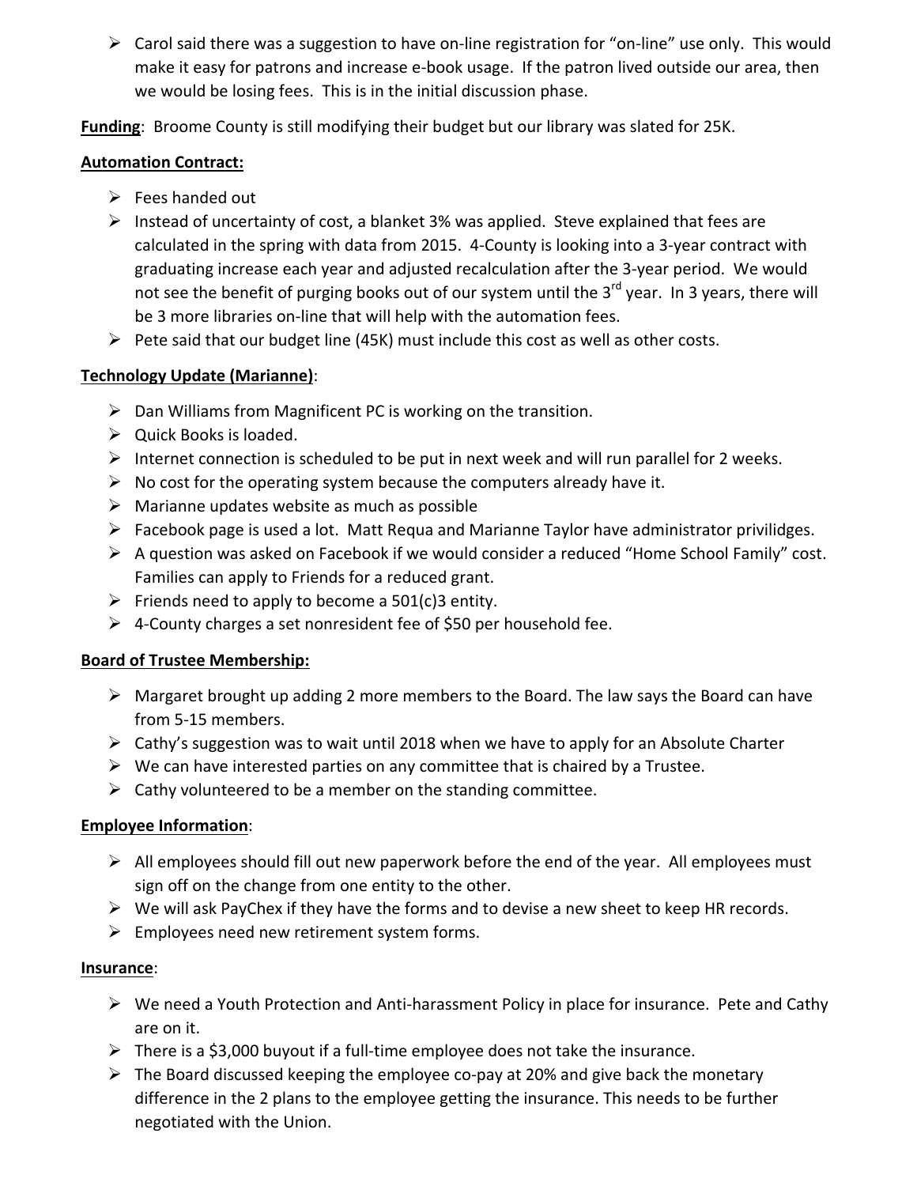- Carol said there was a suggestion to have on-line registration for "on-line" use only. This would make it easy for patrons and increase e-book usage. If the patron lived outside our area, then we would be losing fees. This is in the initial discussion phase.

**Funding**: Broome County is still modifying their budget but our library was slated for 25K.

**Automation Contract:**

- Fees handed out
- Instead of uncertainty of cost, a blanket 3% was applied. Steve explained that fees are calculated in the spring with data from 2015. 4-County is looking into a 3-year contract with graduating increase each year and adjusted recalculation after the 3-year period. We would not see the benefit of purging books out of our system until the 3rd year. In 3 years, there will be 3 more libraries on-line that will help with the automation fees.
- Pete said that our budget line (45K) must include this cost as well as other costs.

**Technology Update (Marianne)**:

- Dan Williams from Magnificent PC is working on the transition.
- Quick Books is loaded.
- Internet connection is scheduled to be put in next week and will run parallel for 2 weeks.
- No cost for the operating system because the computers already have it.
- Marianne updates website as much as possible
- Facebook page is used a lot. Matt Requa and Marianne Taylor have administrator privilidges.
- A question was asked on Facebook if we would consider a reduced "Home School Family" cost. Families can apply to Friends for a reduced grant.
- Friends need to apply to become a 501(c)3 entity.
- 4-County charges a set nonresident fee of $50 per household fee.

**Board of Trustee Membership:**

- Margaret brought up adding 2 more members to the Board. The law says the Board can have from 5-15 members.
- Cathy's suggestion was to wait until 2018 when we have to apply for an Absolute Charter
- We can have interested parties on any committee that is chaired by a Trustee.
- Cathy volunteered to be a member on the standing committee.

**Employee Information**:

- All employees should fill out new paperwork before the end of the year. All employees must sign off on the change from one entity to the other.
- We will ask PayChex if they have the forms and to devise a new sheet to keep HR records.
- Employees need new retirement system forms.

**Insurance**:

- We need a Youth Protection and Anti-harassment Policy in place for insurance. Pete and Cathy are on it.
- There is a $3,000 buyout if a full-time employee does not take the insurance.
- The Board discussed keeping the employee co-pay at 20% and give back the monetary difference in the 2 plans to the employee getting the insurance. This needs to be further negotiated with the Union.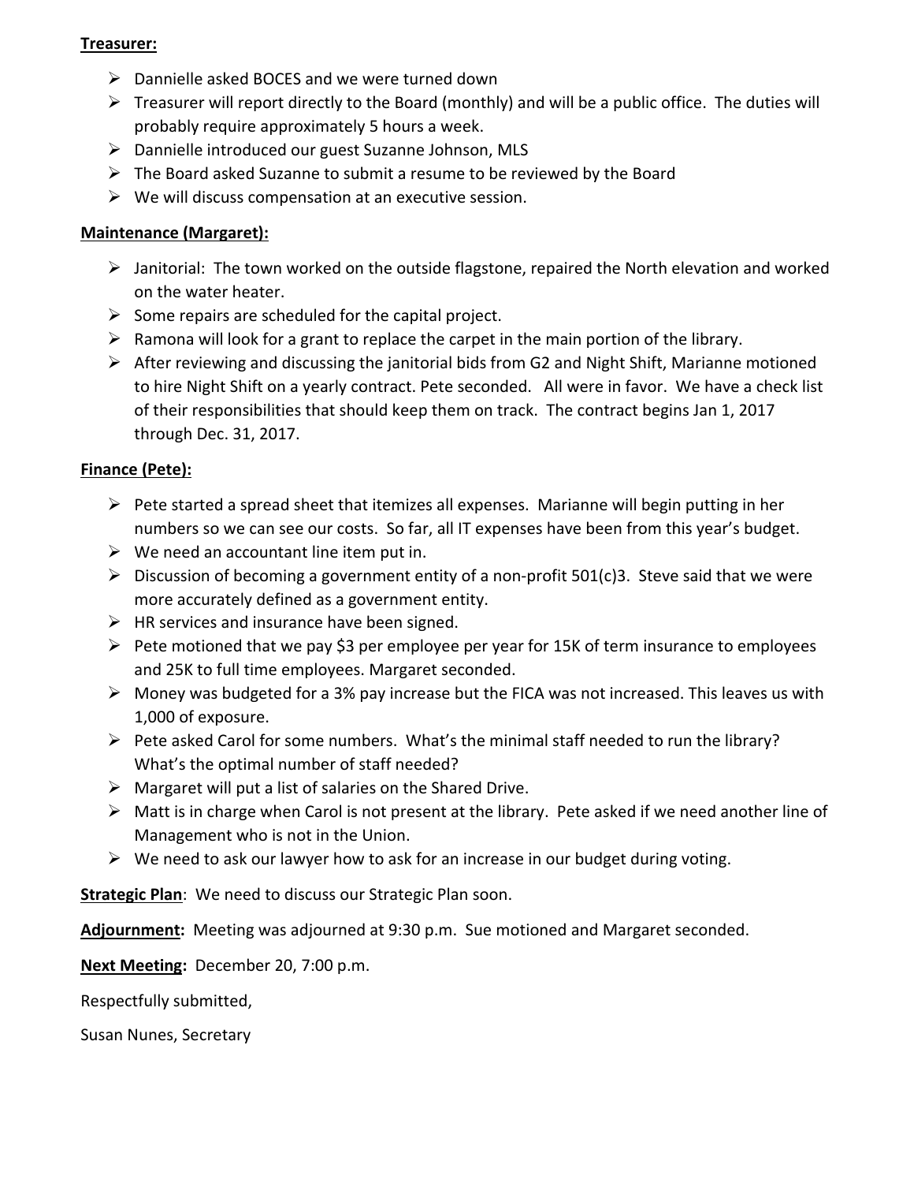**Treasurer:**

- Dannielle asked BOCES and we were turned down
- Treasurer will report directly to the Board (monthly) and will be a public office. The duties will probably require approximately 5 hours a week.
- Dannielle introduced our guest Suzanne Johnson, MLS
- The Board asked Suzanne to submit a resume to be reviewed by the Board
- We will discuss compensation at an executive session.

**Maintenance (Margaret):**

- Janitorial: The town worked on the outside flagstone, repaired the North elevation and worked on the water heater.
- Some repairs are scheduled for the capital project.
- Ramona will look for a grant to replace the carpet in the main portion of the library.
- After reviewing and discussing the janitorial bids from G2 and Night Shift, Marianne motioned to hire Night Shift on a yearly contract. Pete seconded. All were in favor. We have a check list of their responsibilities that should keep them on track. The contract begins Jan 1, 2017 through Dec. 31, 2017.

**Finance (Pete):**

- Pete started a spread sheet that itemizes all expenses. Marianne will begin putting in her numbers so we can see our costs. So far, all IT expenses have been from this year's budget.
- We need an accountant line item put in.
- Discussion of becoming a government entity of a non-profit 501(c)3. Steve said that we were more accurately defined as a government entity.
- HR services and insurance have been signed.
- Pete motioned that we pay $3 per employee per year for 15K of term insurance to employees and 25K to full time employees. Margaret seconded.
- Money was budgeted for a 3% pay increase but the FICA was not increased. This leaves us with 1,000 of exposure.
- Pete asked Carol for some numbers. What's the minimal staff needed to run the library? What's the optimal number of staff needed?
- Margaret will put a list of salaries on the Shared Drive.
- Matt is in charge when Carol is not present at the library. Pete asked if we need another line of Management who is not in the Union.
- We need to ask our lawyer how to ask for an increase in our budget during voting.

**Strategic Plan**: We need to discuss our Strategic Plan soon.

**Adjournment:** Meeting was adjourned at 9:30 p.m. Sue motioned and Margaret seconded.

**Next Meeting:** December 20, 7:00 p.m.

Respectfully submitted,

Susan Nunes, Secretary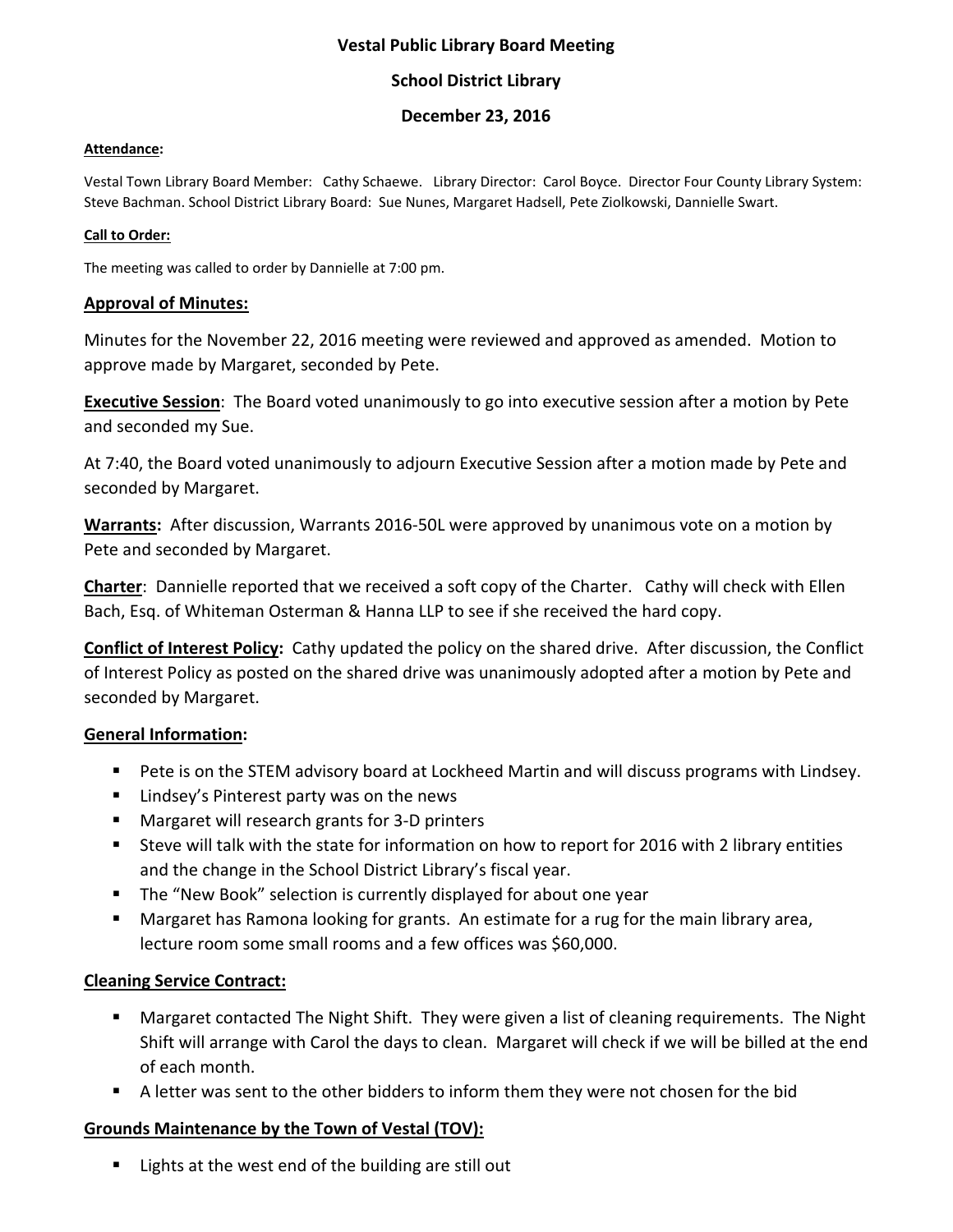**Vestal Public Library Board Meeting**

**School District Library**

**December 23, 2016**

**Attendance:**

Vestal Town Library Board Member: Cathy Schaewe. Library Director: Carol Boyce. Director Four County Library System: Steve Bachman. School District Library Board: Sue Nunes, Margaret Hadsell, Pete Ziolkowski, Dannielle Swart.

**Call to Order:**

The meeting was called to order by Dannielle at 7:00 pm.

**Approval of Minutes:**

Minutes for the November 22, 2016 meeting were reviewed and approved as amended. Motion to approve made by Margaret, seconded by Pete.

**Executive Session**: The Board voted unanimously to go into executive session after a motion by Pete and seconded my Sue.

At 7:40, the Board voted unanimously to adjourn Executive Session after a motion made by Pete and seconded by Margaret.

**Warrants:** After discussion, Warrants 2016-50L were approved by unanimous vote on a motion by Pete and seconded by Margaret.

**Charter**: Dannielle reported that we received a soft copy of the Charter. Cathy will check with Ellen Bach, Esq. of Whiteman Osterman & Hanna LLP to see if she received the hard copy.

**Conflict of Interest Policy:** Cathy updated the policy on the shared drive. After discussion, the Conflict of Interest Policy as posted on the shared drive was unanimously adopted after a motion by Pete and seconded by Margaret.

**General Information:**

- Pete is on the STEM advisory board at Lockheed Martin and will discuss programs with Lindsey.
- Lindsey's Pinterest party was on the news
- Margaret will research grants for 3-D printers
- Steve will talk with the state for information on how to report for 2016 with 2 library entities and the change in the School District Library's fiscal year.
- The "New Book" selection is currently displayed for about one year
- Margaret has Ramona looking for grants. An estimate for a rug for the main library area, lecture room some small rooms and a few offices was $60,000.

**Cleaning Service Contract:**

- Margaret contacted The Night Shift. They were given a list of cleaning requirements. The Night Shift will arrange with Carol the days to clean. Margaret will check if we will be billed at the end of each month.
- A letter was sent to the other bidders to inform them they were not chosen for the bid

**Grounds Maintenance by the Town of Vestal (TOV):**

- Lights at the west end of the building are still out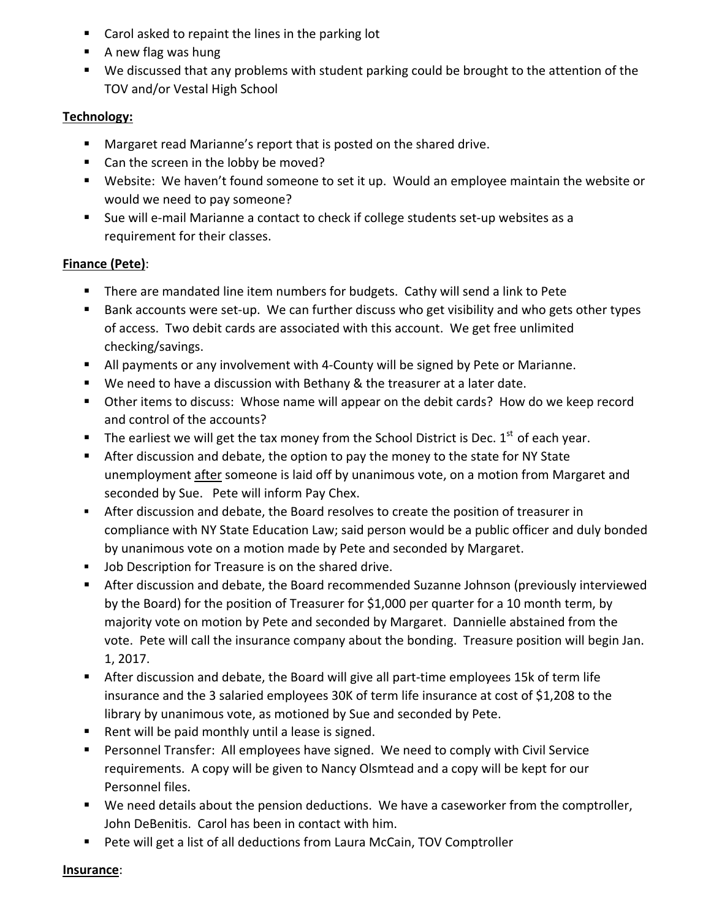- Carol asked to repaint the lines in the parking lot
- A new flag was hung
- We discussed that any problems with student parking could be brought to the attention of the TOV and/or Vestal High School

**Technology:**

- Margaret read Marianne's report that is posted on the shared drive.
- Can the screen in the lobby be moved?
- Website: We haven't found someone to set it up. Would an employee maintain the website or would we need to pay someone?
- Sue will e-mail Marianne a contact to check if college students set-up websites as a requirement for their classes.

**Finance (Pete)**:

- There are mandated line item numbers for budgets. Cathy will send a link to Pete
- Bank accounts were set-up. We can further discuss who get visibility and who gets other types of access. Two debit cards are associated with this account. We get free unlimited checking/savings.
- All payments or any involvement with 4-County will be signed by Pete or Marianne.
- We need to have a discussion with Bethany & the treasurer at a later date.
- Other items to discuss: Whose name will appear on the debit cards? How do we keep record and control of the accounts?
- The earliest we will get the tax money from the School District is Dec. 1st of each year.
- After discussion and debate, the option to pay the money to the state for NY State unemployment after someone is laid off by unanimous vote, on a motion from Margaret and seconded by Sue. Pete will inform Pay Chex.
- After discussion and debate, the Board resolves to create the position of treasurer in compliance with NY State Education Law; said person would be a public officer and duly bonded by unanimous vote on a motion made by Pete and seconded by Margaret.
- Job Description for Treasure is on the shared drive.
- After discussion and debate, the Board recommended Suzanne Johnson (previously interviewed by the Board) for the position of Treasurer for $1,000 per quarter for a 10 month term, by majority vote on motion by Pete and seconded by Margaret. Dannielle abstained from the vote. Pete will call the insurance company about the bonding. Treasure position will begin Jan. 1, 2017.
- After discussion and debate, the Board will give all part-time employees 15k of term life insurance and the 3 salaried employees 30K of term life insurance at cost of $1,208 to the library by unanimous vote, as motioned by Sue and seconded by Pete.
- Rent will be paid monthly until a lease is signed.
- Personnel Transfer: All employees have signed. We need to comply with Civil Service requirements. A copy will be given to Nancy Olsmtead and a copy will be kept for our Personnel files.
- We need details about the pension deductions. We have a caseworker from the comptroller, John DeBenitis. Carol has been in contact with him.
- Pete will get a list of all deductions from Laura McCain, TOV Comptroller

**Insurance**: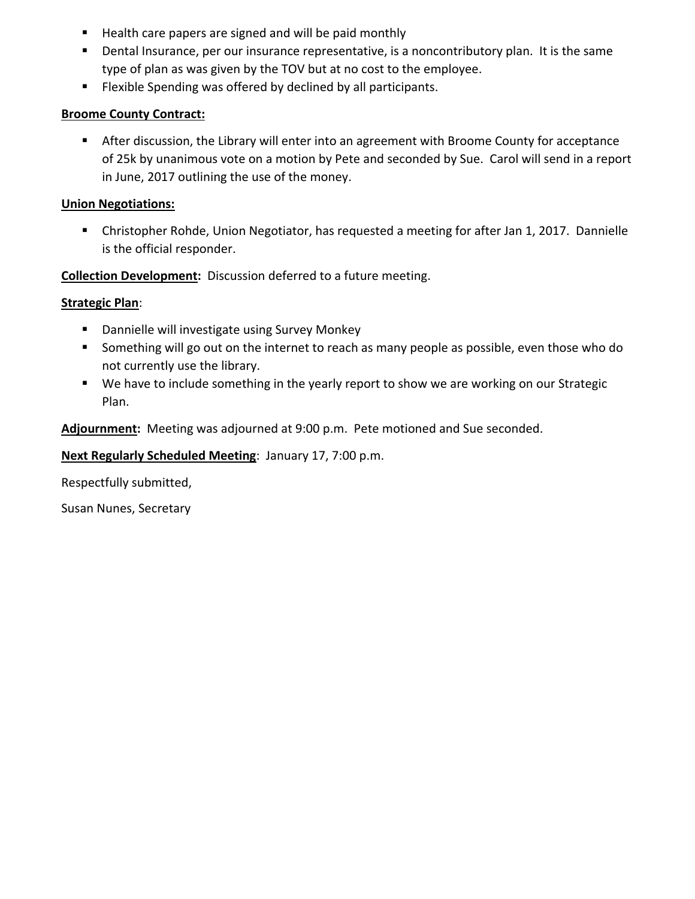- Health care papers are signed and will be paid monthly
- Dental Insurance, per our insurance representative, is a noncontributory plan. It is the same type of plan as was given by the TOV but at no cost to the employee.
- Flexible Spending was offered by declined by all participants.

**Broome County Contract:**

- After discussion, the Library will enter into an agreement with Broome County for acceptance of 25k by unanimous vote on a motion by Pete and seconded by Sue. Carol will send in a report in June, 2017 outlining the use of the money.

**Union Negotiations:**

- Christopher Rohde, Union Negotiator, has requested a meeting for after Jan 1, 2017. Dannielle is the official responder.

**Collection Development:** Discussion deferred to a future meeting.

**Strategic Plan**:

- Dannielle will investigate using Survey Monkey
- Something will go out on the internet to reach as many people as possible, even those who do not currently use the library.
- We have to include something in the yearly report to show we are working on our Strategic Plan.

**Adjournment:** Meeting was adjourned at 9:00 p.m. Pete motioned and Sue seconded.

**Next Regularly Scheduled Meeting**: January 17, 7:00 p.m.

Respectfully submitted,

Susan Nunes, Secretary